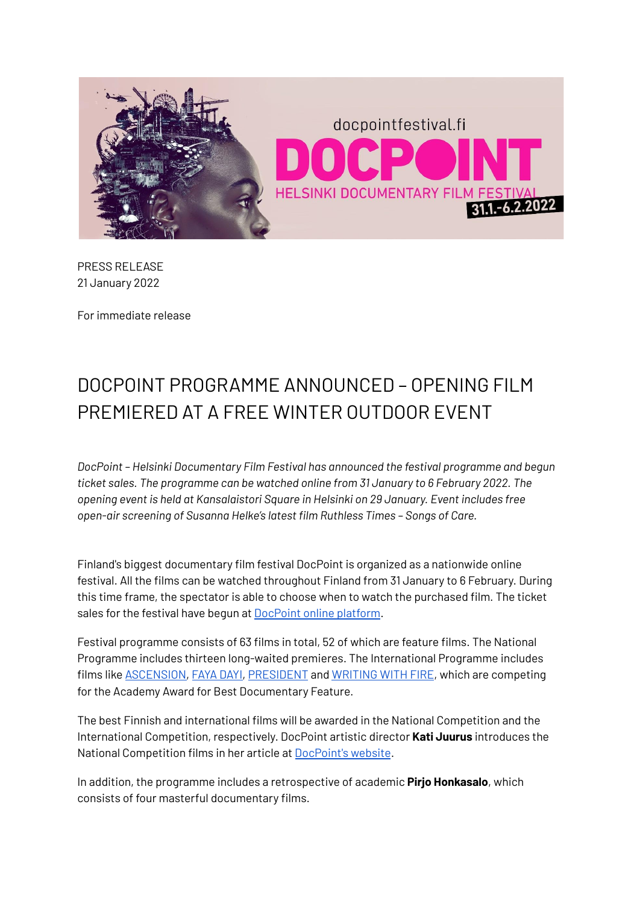PRESS RELEASE
21 January 2022

For immediate release

# DOCPOINT PROGRAMME ANNOUNCED – OPENING FILM PREMIERED AT A FREE WINTER OUTDOOR EVENT

*DocPoint – Helsinki Documentary Film Festival has announced the festival programme and begun ticket sales. The programme can be watched online from 31 January to 6 February 2022. The opening event is held at Kansalaistori Square in Helsinki on 29 January. Event includes free open-air screening of Susanna Helke's latest film Ruthless Times – Songs of Care.*

Finland's biggest documentary film festival DocPoint is organized as a nationwide online festival. All the films can be watched throughout Finland from 31 January to 6 February. During this time frame, the spectator is able to choose when to watch the purchased film. The ticket sales for the festival have begun at DocPoint online platform.

Festival programme consists of 63 films in total, 52 of which are feature films. The National Programme includes thirteen long-waited premieres. The International Programme includes films like ASCENSION, FAYA DAYI, PRESIDENT and WRITING WITH FIRE, which are competing for the Academy Award for Best Documentary Feature.

The best Finnish and international films will be awarded in the National Competition and the International Competition, respectively. DocPoint artistic director **Kati Juurus** introduces the National Competition films in her article at DocPoint's website.

In addition, the programme includes a retrospective of academic **Pirjo Honkasalo**, which consists of four masterful documentary films.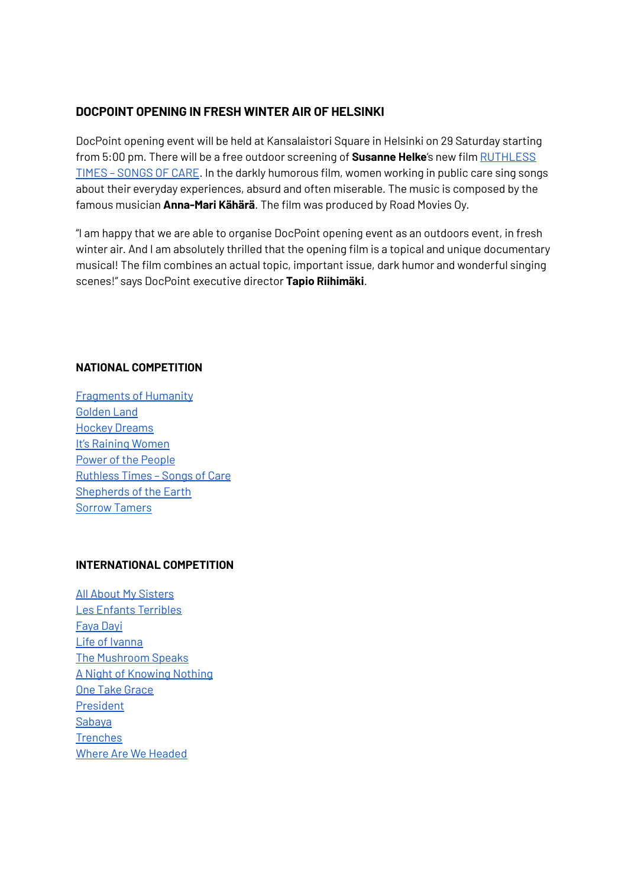## DOCPOINT OPENING IN FRESH WINTER AIR OF HELSINKI

DocPoint opening event will be held at Kansalaistori Square in Helsinki on 29 Saturday starting from 5:00 pm. There will be a free outdoor screening of **Susanne Helke**'s new film RUTHLESS TIMES – SONGS OF CARE. In the darkly humorous film, women working in public care sing songs about their everyday experiences, absurd and often miserable. The music is composed by the famous musician **Anna-Mari Kähärä**. The film was produced by Road Movies Oy.

"I am happy that we are able to organise DocPoint opening event as an outdoors event, in fresh winter air. And I am absolutely thrilled that the opening film is a topical and unique documentary musical! The film combines an actual topic, important issue, dark humor and wonderful singing scenes!" says DocPoint executive director **Tapio Riihimäki**.

## NATIONAL COMPETITION

Fragments of Humanity
Golden Land
Hockey Dreams
It's Raining Women
Power of the People
Ruthless Times – Songs of Care
Shepherds of the Earth
Sorrow Tamers

## INTERNATIONAL COMPETITION

All About My Sisters
Les Enfants Terribles
Faya Dayi
Life of Ivanna
The Mushroom Speaks
A Night of Knowing Nothing
One Take Grace
President
Sabaya
Trenches
Where Are We Headed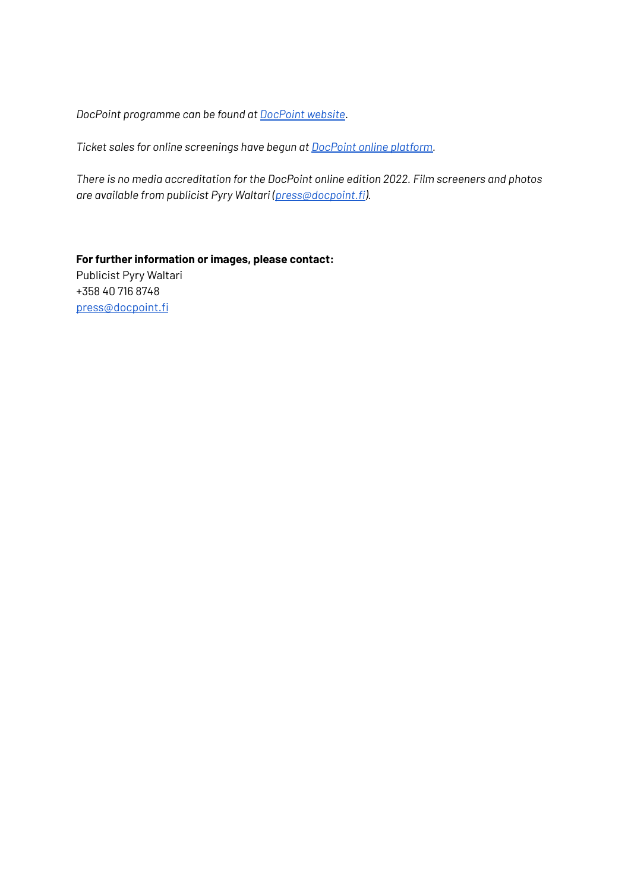*DocPoint programme can be found at [DocPoint website](#).*

*Ticket sales for online screenings have begun at [DocPoint online platform](#).*

*There is no media accreditation for the DocPoint online edition 2022. Film screeners and photos are available from publicist Pyry Waltari ([press@docpoint.fi](mailto:press@docpoint.fi)).*

**For further information or images, please contact:**
Publicist Pyry Waltari
+358 40 716 8748
[press@docpoint.fi](mailto:press@docpoint.fi)